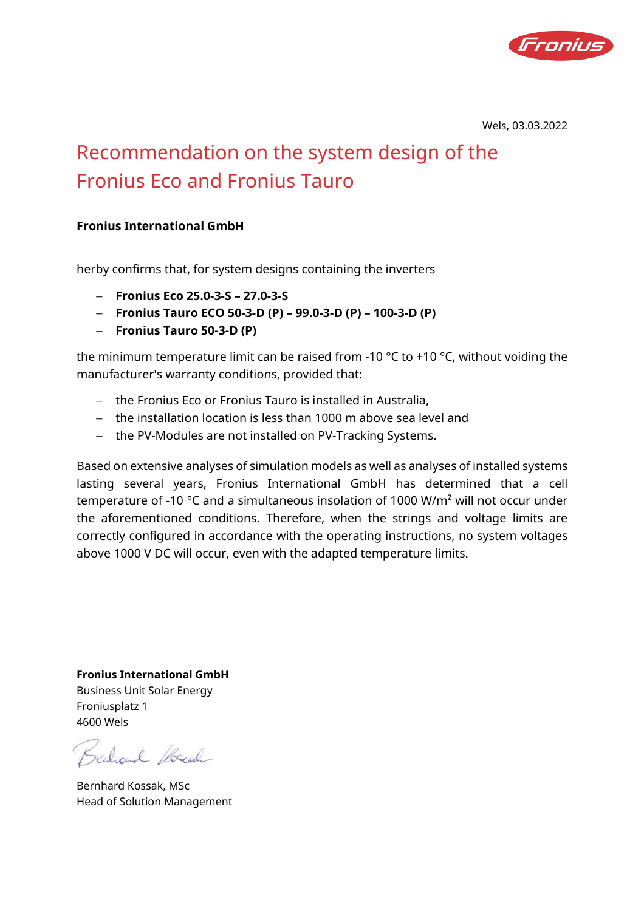Wels, 03.03.2022

# Recommendation on the system design of the Fronius Eco and Fronius Tauro

**Fronius International GmbH**

herby confirms that, for system designs containing the inverters

- **Fronius Eco 25.0-3-S – 27.0-3-S**
- **Fronius Tauro ECO 50-3-D (P) – 99.0-3-D (P) – 100-3-D (P)**
- **Fronius Tauro 50-3-D (P)**

the minimum temperature limit can be raised from -10 °C to +10 °C, without voiding the manufacturer's warranty conditions, provided that:

- the Fronius Eco or Fronius Tauro is installed in Australia,
- the installation location is less than 1000 m above sea level and
- the PV-Modules are not installed on PV-Tracking Systems.

Based on extensive analyses of simulation models as well as analyses of installed systems lasting several years, Fronius International GmbH has determined that a cell temperature of -10 °C and a simultaneous insolation of 1000 W/m² will not occur under the aforementioned conditions. Therefore, when the strings and voltage limits are correctly configured in accordance with the operating instructions, no system voltages above 1000 V DC will occur, even with the adapted temperature limits.

**Fronius International GmbH**
Business Unit Solar Energy
Froniusplatz 1
4600 Wels

Bernhard Kossak, MSc
Head of Solution Management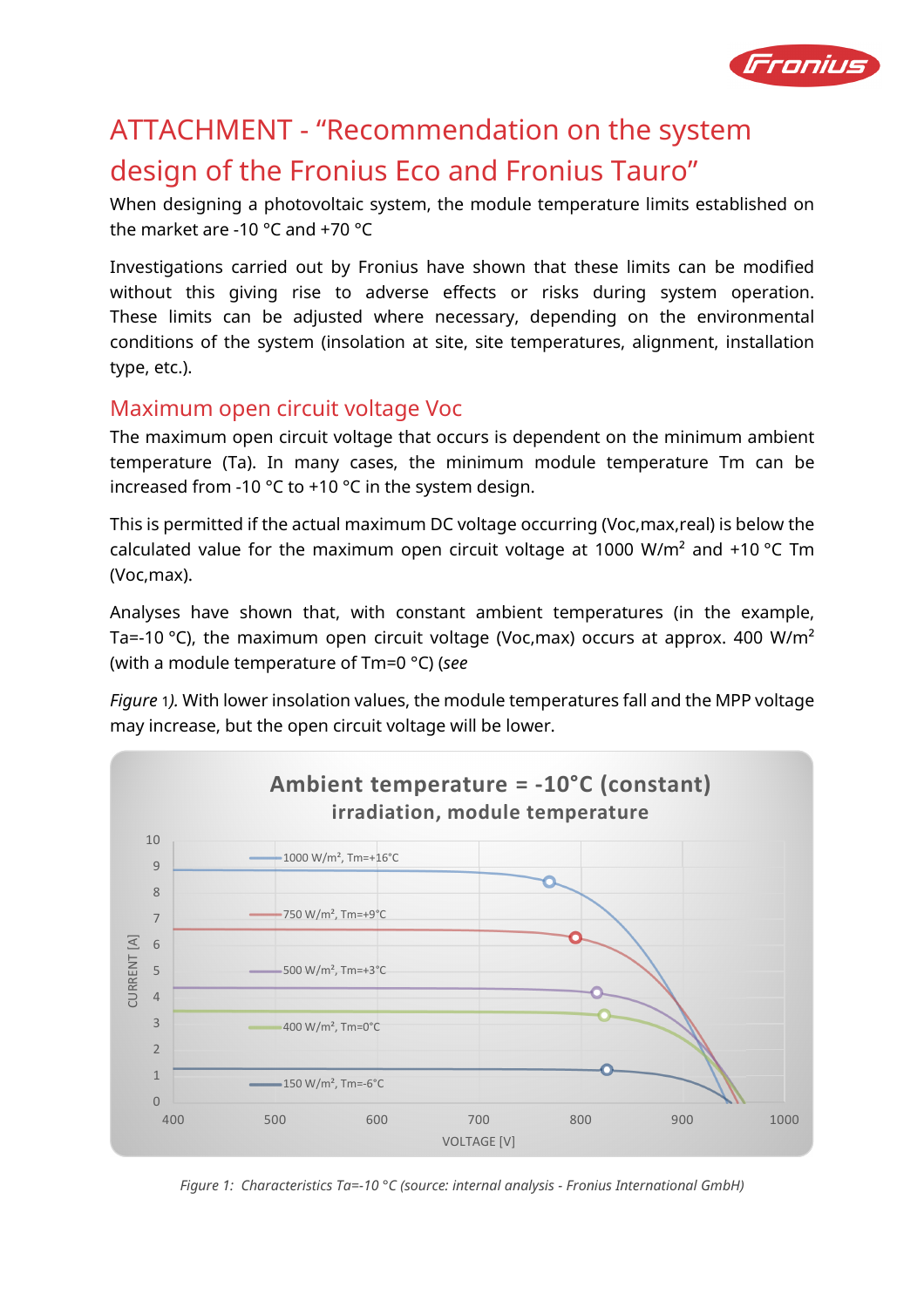# ATTACHMENT - "Recommendation on the system design of the Fronius Eco and Fronius Tauro"

When designing a photovoltaic system, the module temperature limits established on the market are -10 °C and +70 °C

Investigations carried out by Fronius have shown that these limits can be modified without this giving rise to adverse effects or risks during system operation. These limits can be adjusted where necessary, depending on the environmental conditions of the system (insolation at site, site temperatures, alignment, installation type, etc.).

## Maximum open circuit voltage Voc

The maximum open circuit voltage that occurs is dependent on the minimum ambient temperature (Ta). In many cases, the minimum module temperature Tm can be increased from -10 °C to +10 °C in the system design.

This is permitted if the actual maximum DC voltage occurring (Voc,max,real) is below the calculated value for the maximum open circuit voltage at 1000 W/m² and +10 °C Tm (Voc,max).

Analyses have shown that, with constant ambient temperatures (in the example, Ta=-10 °C), the maximum open circuit voltage (Voc,max) occurs at approx. 400 W/m² (with a module temperature of Tm=0 °C) (*see*

*Figure* 1*).* With lower insolation values, the module temperatures fall and the MPP voltage may increase, but the open circuit voltage will be lower.

*Figure 1: Characteristics Ta=-10 °C (source: internal analysis - Fronius International GmbH)*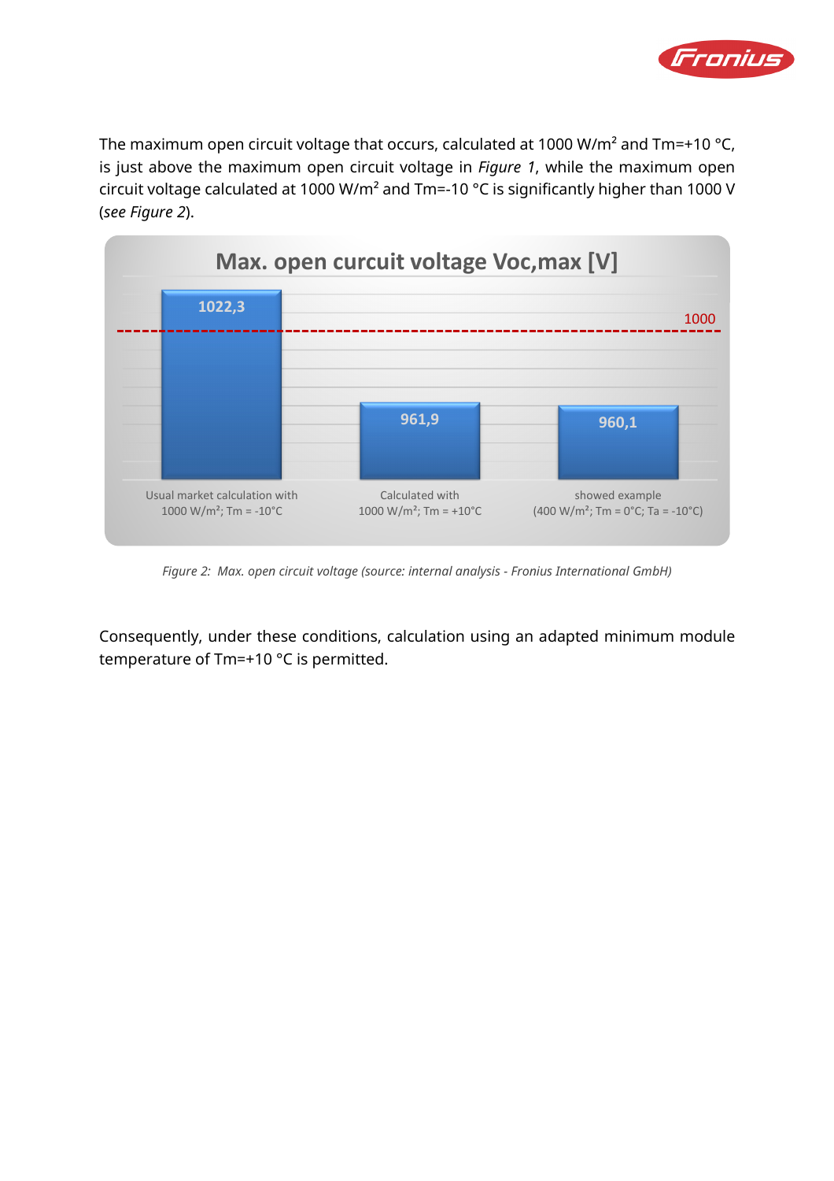The maximum open circuit voltage that occurs, calculated at 1000 W/m² and Tm=+10 °C, is just above the maximum open circuit voltage in *Figure 1*, while the maximum open circuit voltage calculated at 1000 W/m² and Tm=-10 °C is significantly higher than 1000 V (*see Figure 2*).

Max. open curcuit voltage Voc,max [V]

1022,3

1000

961,9

960,1

Usual market calculation with 1000 W/m²; Tm = -10°C

Calculated with 1000 W/m²; Tm = +10°C

showed example (400 W/m²; Tm = 0°C; Ta = -10°C)

*Figure 2: Max. open circuit voltage (source: internal analysis - Fronius International GmbH)*

Consequently, under these conditions, calculation using an adapted minimum module temperature of Tm=+10 °C is permitted.